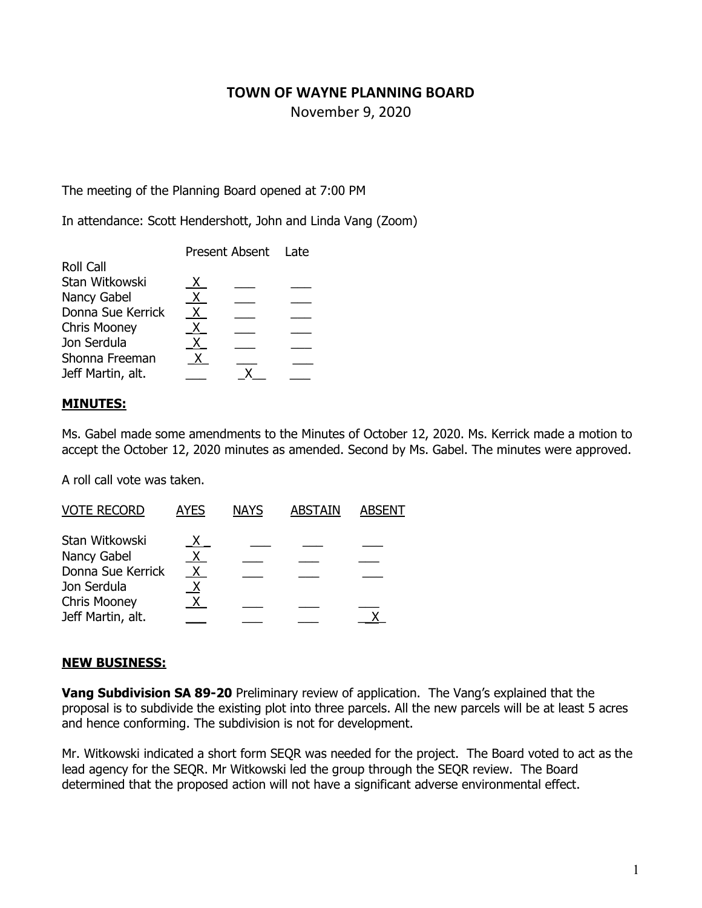# TOWN OF WAYNE PLANNING BOARD

November 9, 2020

The meeting of the Planning Board opened at 7:00 PM

In attendance: Scott Hendershott, John and Linda Vang (Zoom)

| Roll Call | Present | Absent | Late |
|---|---|---|---|
| Stan Witkowski | X | | |
| Nancy Gabel | X | | |
| Donna Sue Kerrick | X | | |
| Chris Mooney | X | | |
| Jon Serdula | X | | |
| Shonna Freeman | X | | |
| Jeff Martin, alt. | | X | |

**MINUTES:**

Ms. Gabel made some amendments to the Minutes of October 12, 2020. Ms. Kerrick made a motion to accept the October 12, 2020 minutes as amended. Second by Ms. Gabel. The minutes were approved.

A roll call vote was taken.

| VOTE RECORD | AYES | NAYS | ABSTAIN | ABSENT |
|---|---|---|---|---|
| Stan Witkowski | X | | | |
| Nancy Gabel | X | | | |
| Donna Sue Kerrick | X | | | |
| Jon Serdula | X | | | |
| Chris Mooney | X | | | |
| Jeff Martin, alt. | | | | X |

**NEW BUSINESS:**

**Vang Subdivision SA 89-20** Preliminary review of application. The Vang's explained that the proposal is to subdivide the existing plot into three parcels. All the new parcels will be at least 5 acres and hence conforming. The subdivision is not for development.

Mr. Witkowski indicated a short form SEQR was needed for the project. The Board voted to act as the lead agency for the SEQR. Mr Witkowski led the group through the SEQR review. The Board determined that the proposed action will not have a significant adverse environmental effect.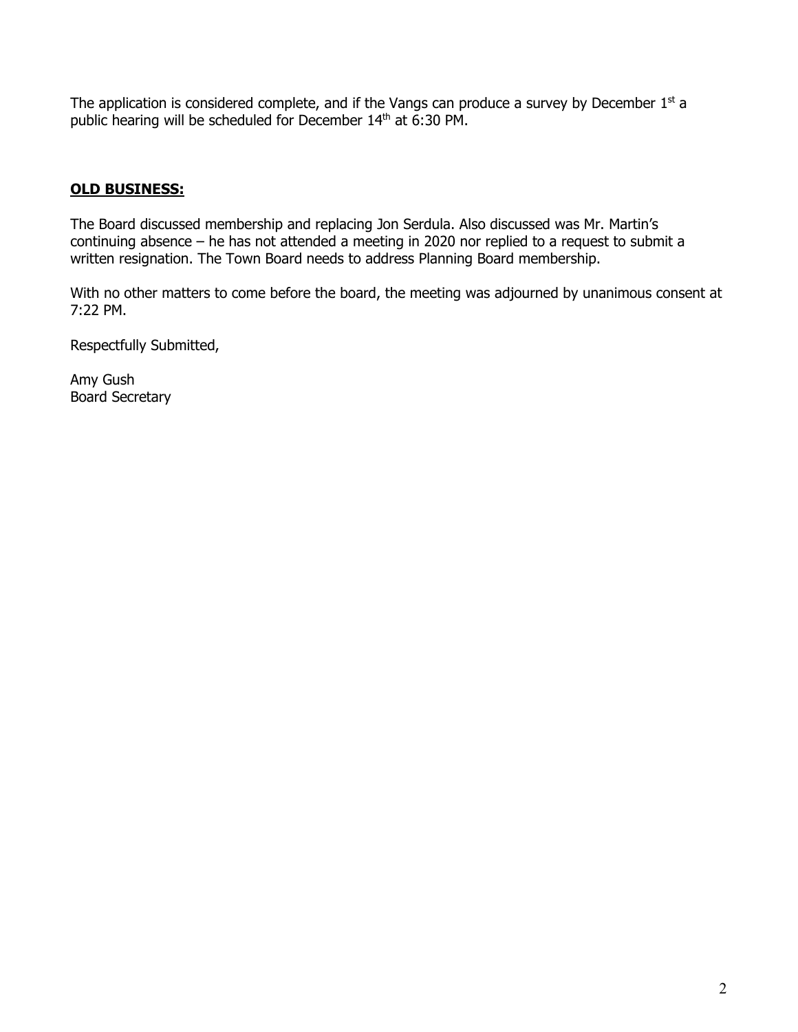The application is considered complete, and if the Vangs can produce a survey by December 1st a public hearing will be scheduled for December 14th at 6:30 PM.

## **OLD BUSINESS:**

The Board discussed membership and replacing Jon Serdula. Also discussed was Mr. Martin's continuing absence – he has not attended a meeting in 2020 nor replied to a request to submit a written resignation. The Town Board needs to address Planning Board membership.

With no other matters to come before the board, the meeting was adjourned by unanimous consent at 7:22 PM.

Respectfully Submitted,

Amy Gush
Board Secretary